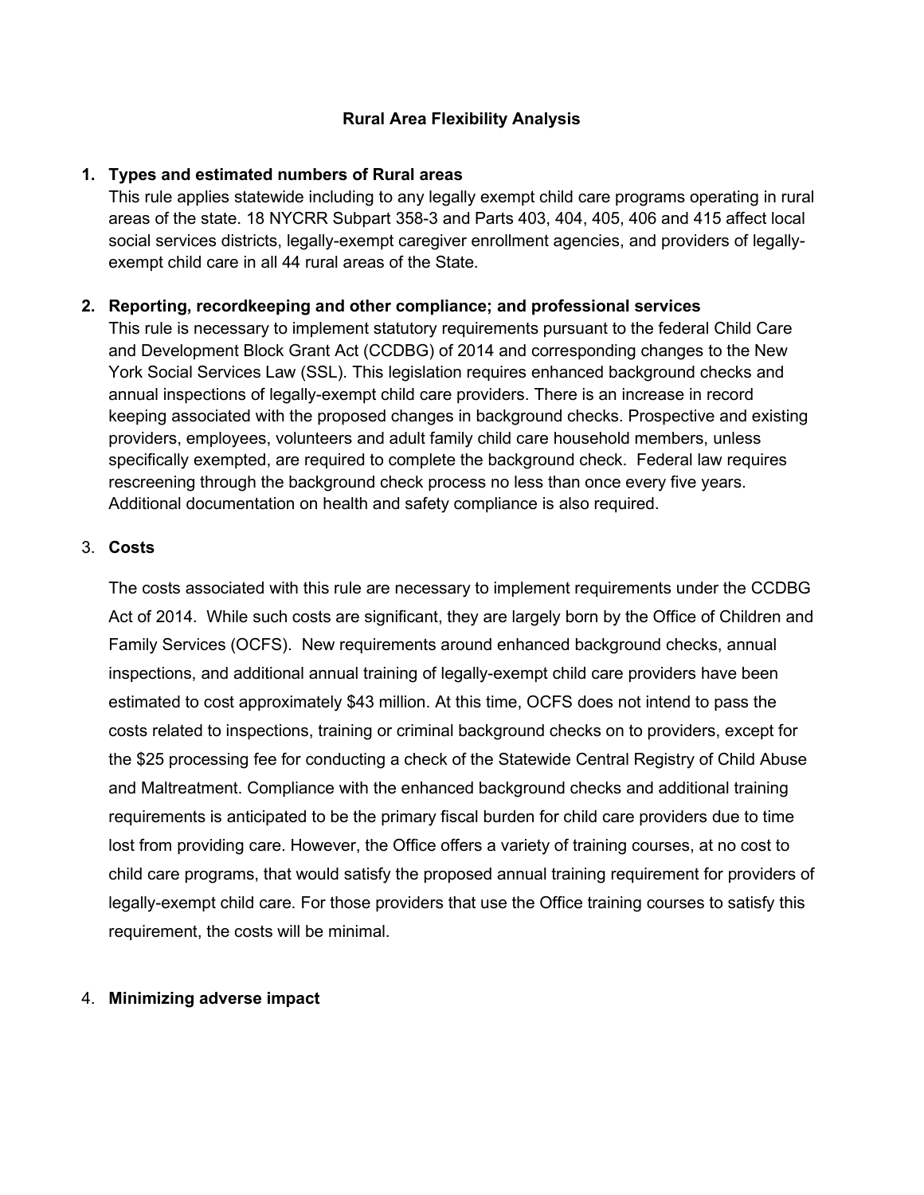## Rural Area Flexibility Analysis

### 1. Types and estimated numbers of Rural areas

This rule applies statewide including to any legally exempt child care programs operating in rural areas of the state. 18 NYCRR Subpart 358-3 and Parts 403, 404, 405, 406 and 415 affect local social services districts, legally-exempt caregiver enrollment agencies, and providers of legally-exempt child care in all 44 rural areas of the State.

### 2. Reporting, recordkeeping and other compliance; and professional services

This rule is necessary to implement statutory requirements pursuant to the federal Child Care and Development Block Grant Act (CCDBG) of 2014 and corresponding changes to the New York Social Services Law (SSL). This legislation requires enhanced background checks and annual inspections of legally-exempt child care providers. There is an increase in record keeping associated with the proposed changes in background checks. Prospective and existing providers, employees, volunteers and adult family child care household members, unless specifically exempted, are required to complete the background check. Federal law requires rescreening through the background check process no less than once every five years. Additional documentation on health and safety compliance is also required.

### 3. Costs

The costs associated with this rule are necessary to implement requirements under the CCDBG Act of 2014. While such costs are significant, they are largely born by the Office of Children and Family Services (OCFS). New requirements around enhanced background checks, annual inspections, and additional annual training of legally-exempt child care providers have been estimated to cost approximately $43 million. At this time, OCFS does not intend to pass the costs related to inspections, training or criminal background checks on to providers, except for the $25 processing fee for conducting a check of the Statewide Central Registry of Child Abuse and Maltreatment. Compliance with the enhanced background checks and additional training requirements is anticipated to be the primary fiscal burden for child care providers due to time lost from providing care. However, the Office offers a variety of training courses, at no cost to child care programs, that would satisfy the proposed annual training requirement for providers of legally-exempt child care. For those providers that use the Office training courses to satisfy this requirement, the costs will be minimal.

### 4. Minimizing adverse impact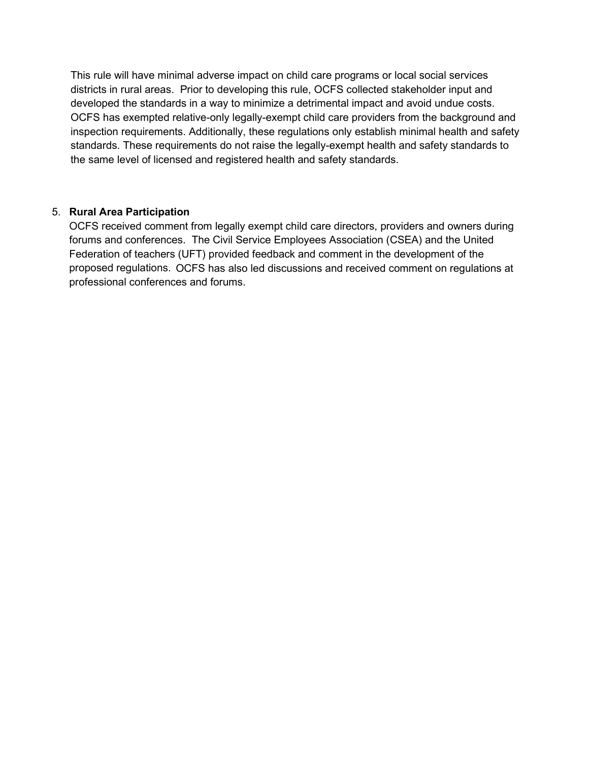This rule will have minimal adverse impact on child care programs or local social services districts in rural areas. Prior to developing this rule, OCFS collected stakeholder input and developed the standards in a way to minimize a detrimental impact and avoid undue costs. OCFS has exempted relative-only legally-exempt child care providers from the background and inspection requirements. Additionally, these regulations only establish minimal health and safety standards. These requirements do not raise the legally-exempt health and safety standards to the same level of licensed and registered health and safety standards.

5. **Rural Area Participation**
   OCFS received comment from legally exempt child care directors, providers and owners during forums and conferences. The Civil Service Employees Association (CSEA) and the United Federation of teachers (UFT) provided feedback and comment in the development of the proposed regulations. OCFS has also led discussions and received comment on regulations at professional conferences and forums.